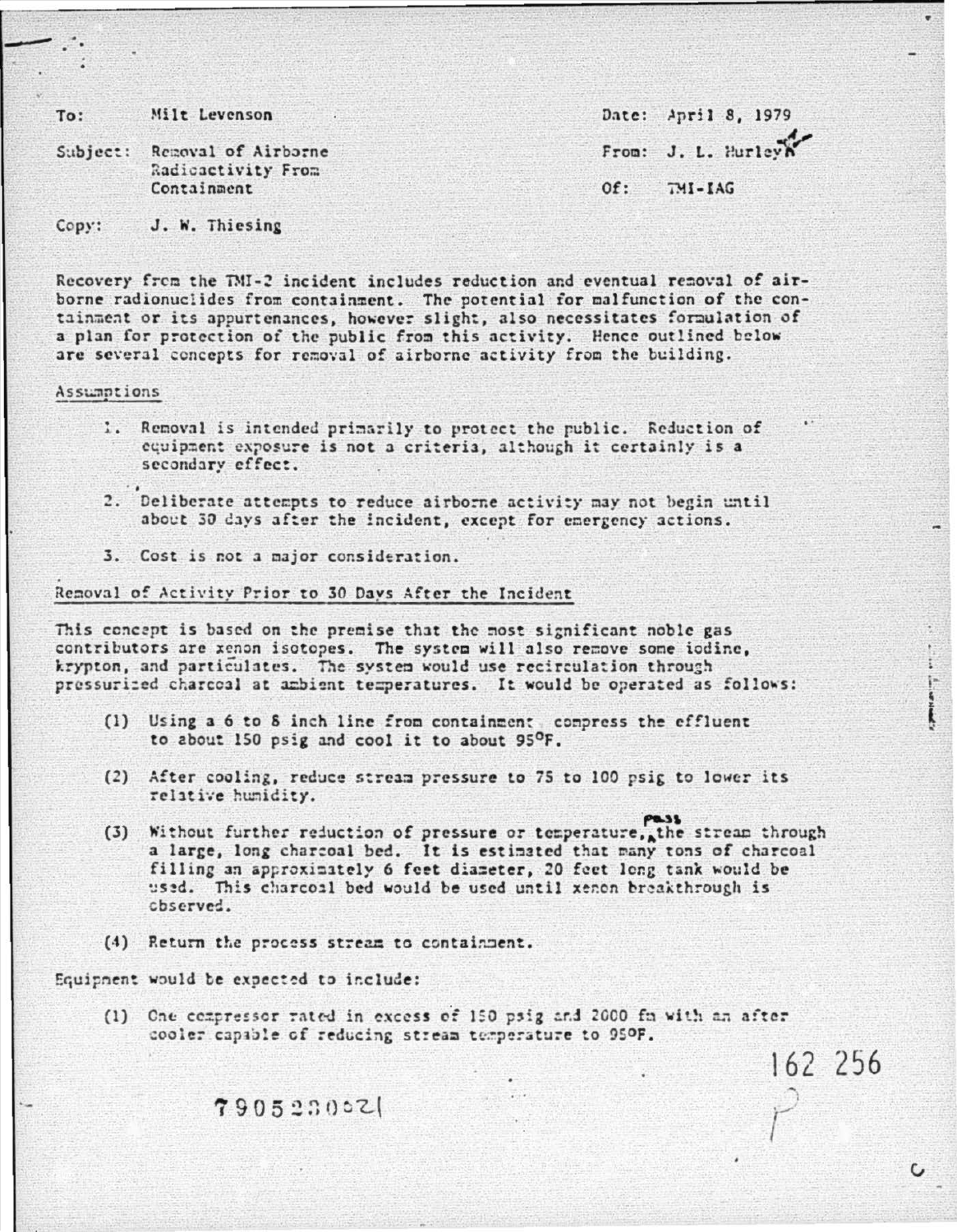To: Milt Levenson

Subject: Removal of Airborne Radioactivity From Containment

Copy: J. W. Thiesing

Date: April 8, 1979

From: J. L. Hurley

Of: TMI-IAG

Recovery from the TMI-2 incident includes reduction and eventual removal of airborne radionuclides from containment. The potential for malfunction of the containment or its appurtenances, however slight, also necessitates formulation of a plan for protection of the public from this activity. Hence outlined below are several concepts for removal of airborne activity from the building.

## Assumptions

1. Removal is intended primarily to protect the public. Reduction of equipment exposure is not a criteria, although it certainly is a secondary effect.
2. Deliberate attempts to reduce airborne activity may not begin until about 30 days after the incident, except for emergency actions.
3. Cost is not a major consideration.

## Removal of Activity Prior to 30 Days After the Incident

This concept is based on the premise that the most significant noble gas contributors are xenon isotopes. The system will also remove some iodine, krypton, and particulates. The system would use recirculation through pressurized charcoal at ambient temperatures. It would be operated as follows:

(1) Using a 6 to 8 inch line from containment compress the effluent to about 150 psig and cool it to about 95°F.

(2) After cooling, reduce stream pressure to 75 to 100 psig to lower its relative humidity.

(3) Without further reduction of pressure or temperature, pass the stream through a large, long charcoal bed. It is estimated that many tons of charcoal filling an approximately 6 feet diameter, 20 feet long tank would be used. This charcoal bed would be used until xenon breakthrough is observed.

(4) Return the process stream to containment.

Equipment would be expected to include:

(1) One compressor rated in excess of 150 psig and 2000 fm with an after cooler capable of reducing stream temperature to 95°F.

162 256

7905230021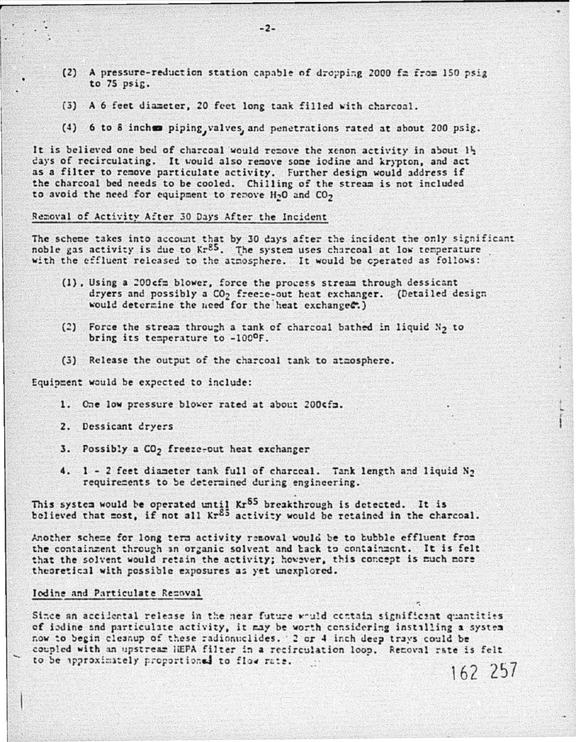(2) A pressure-reduction station capable of dropping 2000 fm from 150 psig to 75 psig.

(3) A 6 feet diameter, 20 feet long tank filled with charcoal.

(4) 6 to 8 inches piping, valves, and penetrations rated at about 200 psig.

It is believed one bed of charcoal would remove the xenon activity in about 1½ days of recirculating. It would also remove some iodine and krypton, and act as a filter to remove particulate activity. Further design would address if the charcoal bed needs to be cooled. Chilling of the stream is not included to avoid the need for equipment to remove $H_2O$ and $CO_2$

Removal of Activity After 30 Days After the Incident

The scheme takes into account that by 30 days after the incident the only significant noble gas activity is due to $Kr^{85}$. The system uses charcoal at low temperature with the effluent released to the atmosphere. It would be operated as follows:

(1). Using a 200cfm blower, force the process stream through dessicant dryers and possibly a $CO_2$ freeze-out heat exchanger. (Detailed design would determine the need for the heat exchanger.)

(2) Force the stream through a tank of charcoal bathed in liquid $N_2$ to bring its temperature to -100°F.

(3) Release the output of the charcoal tank to atmosphere.

Equipment would be expected to include:

1. One low pressure blower rated at about 200cfm.
2. Dessicant dryers
3. Possibly a $CO_2$ freeze-out heat exchanger
4. 1 - 2 feet diameter tank full of charcoal. Tank length and liquid $N_2$ requirements to be determined during engineering.

This system would be operated until $Kr^{85}$ breakthrough is detected. It is believed that most, if not all $Kr^{85}$ activity would be retained in the charcoal.

Another scheme for long term activity removal would be to bubble effluent from the containment through an organic solvent and back to containment. It is felt that the solvent would retain the activity; however, this concept is much more theoretical with possible exposures as yet unexplored.

Iodine and Particulate Removal

Since an accidental release in the near future would contain significant quantities of iodine and particulate activity, it may be worth considering installing a system now to begin cleanup of these radionuclides. 2 or 4 inch deep trays could be coupled with an upstream HEPA filter in a recirculation loop. Removal rate is felt to be approximately proportional to flow rate.

162 257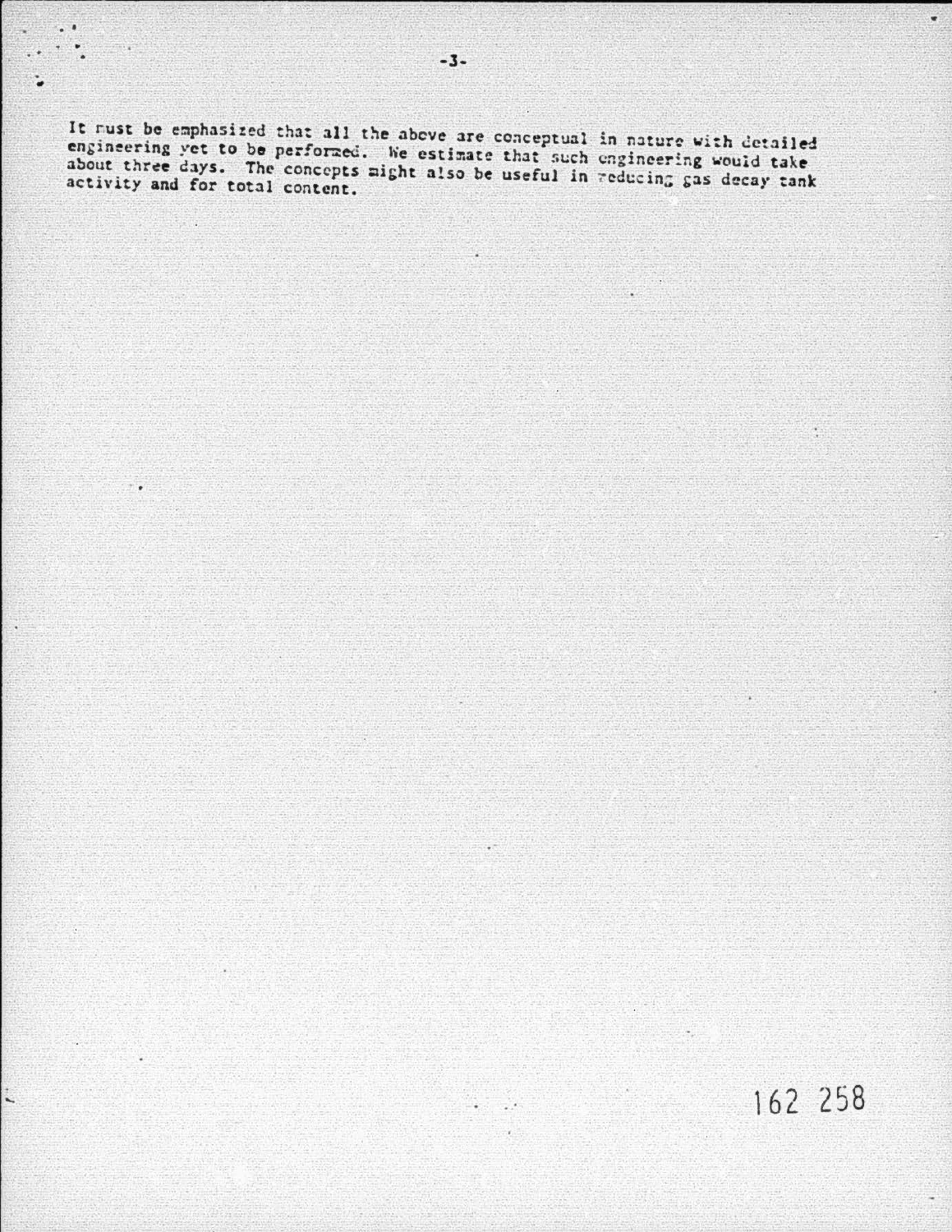It must be emphasized that all the above are conceptual in nature with detailed engineering yet to be performed. We estimate that such engineering would take about three days. The concepts might also be useful in reducing gas decay tank activity and for total content.

162 258